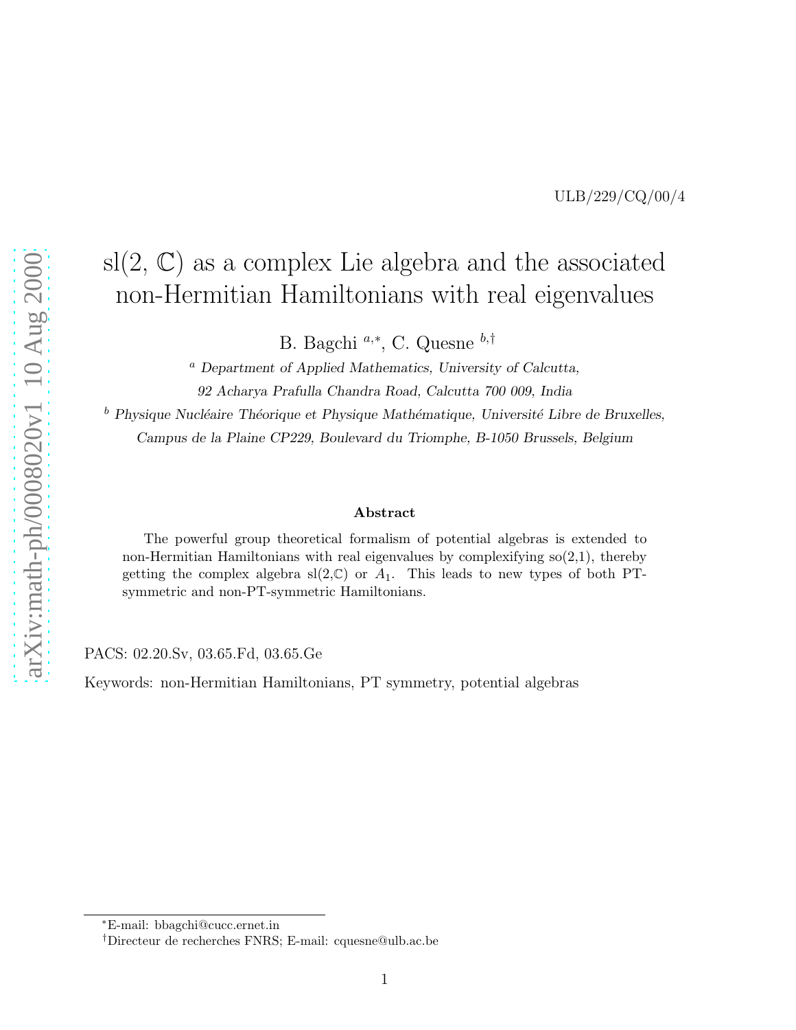ULB/229/CQ/00/4

# sl(2, $\mathbb{C}$) as a complex Lie algebra and the associated non-Hermitian Hamiltonians with real eigenvalues

B. Bagchi [a,*], C. Quesne [b,†]

[a] *Department of Applied Mathematics, University of Calcutta, 92 Acharya Prafulla Chandra Road, Calcutta 700 009, India*

[b] *Physique Nucléaire Théorique et Physique Mathématique, Université Libre de Bruxelles, Campus de la Plaine CP229, Boulevard du Triomphe, B-1050 Brussels, Belgium*

### Abstract

The powerful group theoretical formalism of potential algebras is extended to non-Hermitian Hamiltonians with real eigenvalues by complexifying so(2,1), thereby getting the complex algebra sl(2,$\mathbb{C}$) or $A_1$. This leads to new types of both PT-symmetric and non-PT-symmetric Hamiltonians.

PACS: 02.20.Sv, 03.65.Fd, 03.65.Ge

Keywords: non-Hermitian Hamiltonians, PT symmetry, potential algebras

---

[*] E-mail: bbagchi@cucc.ernet.in

[†] Directeur de recherches FNRS; E-mail: cquesne@ulb.ac.be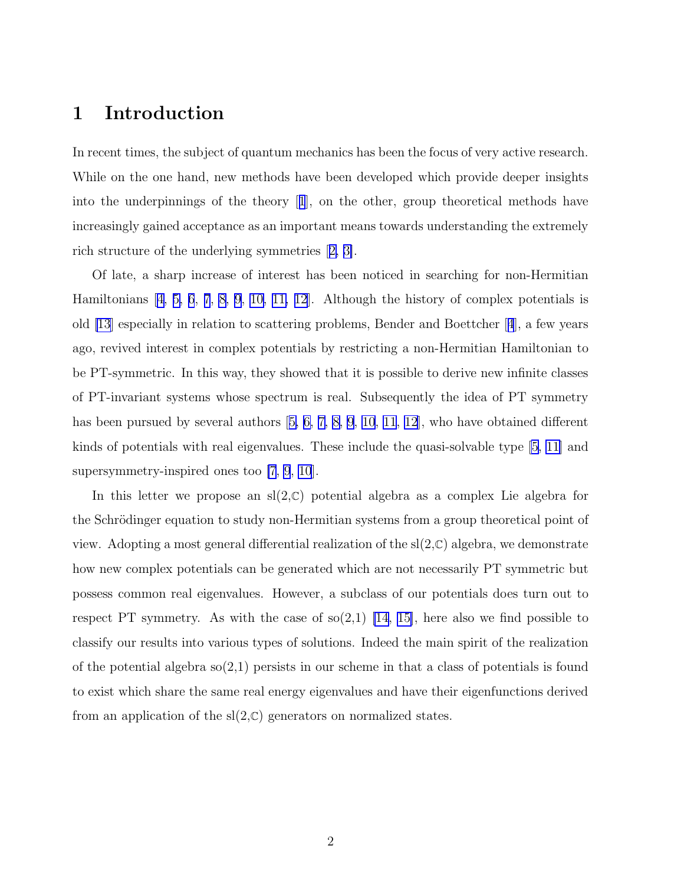# 1 Introduction

In recent times, the subject of quantum mechanics has been the focus of very active research. While on the one hand, new methods have been developed which provide deeper insights into the underpinnings of the theory [1], on the other, group theoretical methods have increasingly gained acceptance as an important means towards understanding the extremely rich structure of the underlying symmetries [2, 3].

Of late, a sharp increase of interest has been noticed in searching for non-Hermitian Hamiltonians [4, 5, 6, 7, 8, 9, 10, 11, 12]. Although the history of complex potentials is old [13] especially in relation to scattering problems, Bender and Boettcher [4], a few years ago, revived interest in complex potentials by restricting a non-Hermitian Hamiltonian to be PT-symmetric. In this way, they showed that it is possible to derive new infinite classes of PT-invariant systems whose spectrum is real. Subsequently the idea of PT symmetry has been pursued by several authors [5, 6, 7, 8, 9, 10, 11, 12], who have obtained different kinds of potentials with real eigenvalues. These include the quasi-solvable type [5, 11] and supersymmetry-inspired ones too [7, 9, 10].

In this letter we propose an sl(2,$\mathbb{C}$) potential algebra as a complex Lie algebra for the Schrödinger equation to study non-Hermitian systems from a group theoretical point of view. Adopting a most general differential realization of the sl(2,$\mathbb{C}$) algebra, we demonstrate how new complex potentials can be generated which are not necessarily PT symmetric but possess common real eigenvalues. However, a subclass of our potentials does turn out to respect PT symmetry. As with the case of so(2,1) [14, 15], here also we find possible to classify our results into various types of solutions. Indeed the main spirit of the realization of the potential algebra so(2,1) persists in our scheme in that a class of potentials is found to exist which share the same real energy eigenvalues and have their eigenfunctions derived from an application of the sl(2,$\mathbb{C}$) generators on normalized states.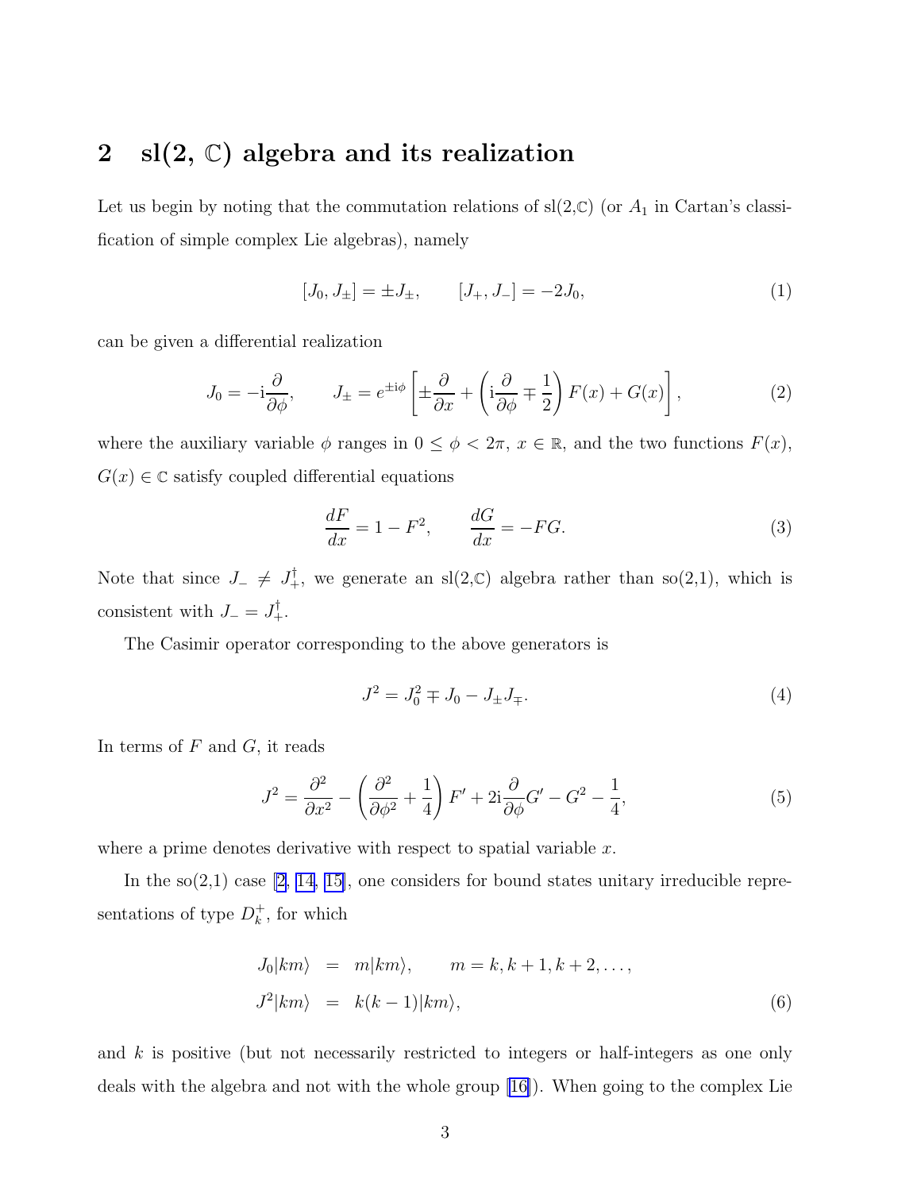## 2 sl(2, $\mathbb{C}$) algebra and its realization

Let us begin by noting that the commutation relations of sl(2,$\mathbb{C}$) (or $A_1$ in Cartan's classification of simple complex Lie algebras), namely

$$[J_0, J_\pm] = \pm J_\pm, \qquad [J_+, J_-] = -2J_0, \tag{1}$$

can be given a differential realization

$$J_0 = -\mathrm{i}\frac{\partial}{\partial \phi}, \qquad J_\pm = e^{\pm \mathrm{i}\phi}\left[\pm\frac{\partial}{\partial x} + \left(\mathrm{i}\frac{\partial}{\partial \phi} \mp \frac{1}{2}\right) F(x) + G(x)\right], \tag{2}$$

where the auxiliary variable $\phi$ ranges in $0 \le \phi < 2\pi$, $x \in \mathbb{R}$, and the two functions $F(x)$, $G(x) \in \mathbb{C}$ satisfy coupled differential equations

$$\frac{dF}{dx} = 1 - F^2, \qquad \frac{dG}{dx} = -FG. \tag{3}$$

Note that since $J_- \ne J_+^\dagger$, we generate an sl(2,$\mathbb{C}$) algebra rather than so(2,1), which is consistent with $J_- = J_+^\dagger$.

The Casimir operator corresponding to the above generators is

$$J^2 = J_0^2 \mp J_0 - J_\pm J_\mp. \tag{4}$$

In terms of $F$ and $G$, it reads

$$J^2 = \frac{\partial^2}{\partial x^2} - \left(\frac{\partial^2}{\partial \phi^2} + \frac{1}{4}\right) F' + 2\mathrm{i}\frac{\partial}{\partial \phi}G' - G^2 - \frac{1}{4}, \tag{5}$$

where a prime denotes derivative with respect to spatial variable $x$.

In the so(2,1) case [2, 14, 15], one considers for bound states unitary irreducible representations of type $D_k^+$, for which

$$\begin{aligned}
J_0|km\rangle &= m|km\rangle, \qquad m = k, k+1, k+2, \ldots, \\
J^2|km\rangle &= k(k-1)|km\rangle,
\end{aligned} \tag{6}$$

and $k$ is positive (but not necessarily restricted to integers or half-integers as one only deals with the algebra and not with the whole group [16]). When going to the complex Lie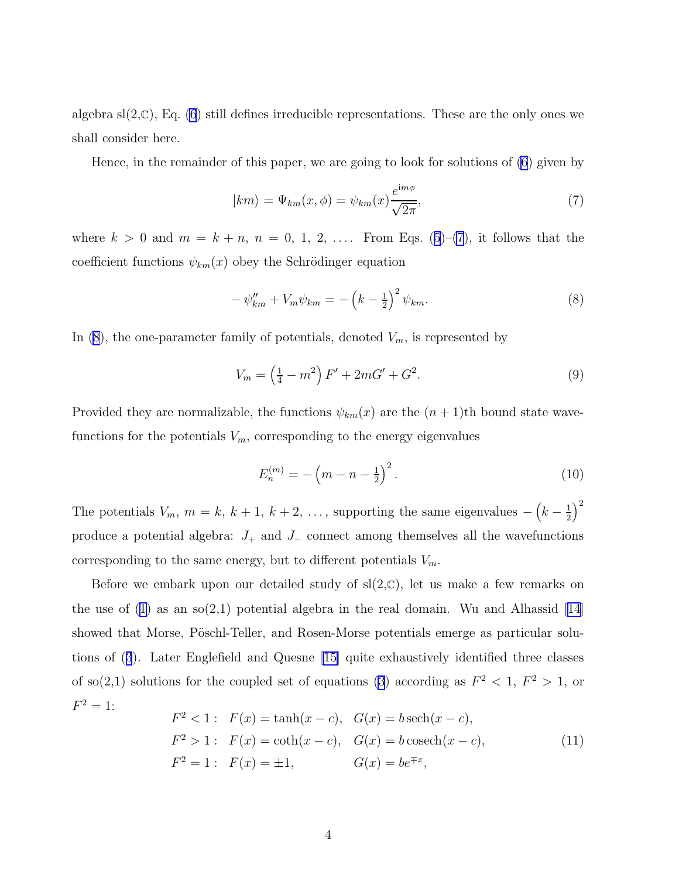algebra sl(2,$\mathbb{C}$), Eq. (6) still defines irreducible representations. These are the only ones we shall consider here.

Hence, in the remainder of this paper, we are going to look for solutions of (6) given by

$$|km\rangle = \Psi_{km}(x,\phi) = \psi_{km}(x)\frac{e^{\mathrm{i}m\phi}}{\sqrt{2\pi}}, \tag{7}$$

where $k > 0$ and $m = k + n$, $n = 0, 1, 2, \ldots$. From Eqs. (5)–(7), it follows that the coefficient functions $\psi_{km}(x)$ obey the Schrödinger equation

$$-\psi''_{km} + V_m\psi_{km} = -\left(k - \tfrac{1}{2}\right)^2 \psi_{km}. \tag{8}$$

In (8), the one-parameter family of potentials, denoted $V_m$, is represented by

$$V_m = \left(\tfrac{1}{4} - m^2\right) F' + 2mG' + G^2. \tag{9}$$

Provided they are normalizable, the functions $\psi_{km}(x)$ are the $(n+1)$th bound state wavefunctions for the potentials $V_m$, corresponding to the energy eigenvalues

$$E_n^{(m)} = -\left(m - n - \tfrac{1}{2}\right)^2. \tag{10}$$

The potentials $V_m$, $m = k, k+1, k+2, \ldots$, supporting the same eigenvalues $-\left(k - \frac{1}{2}\right)^2$ produce a potential algebra: $J_+$ and $J_-$ connect among themselves all the wavefunctions corresponding to the same energy, but to different potentials $V_m$.

Before we embark upon our detailed study of sl(2,$\mathbb{C}$), let us make a few remarks on the use of (1) as an so(2,1) potential algebra in the real domain. Wu and Alhassid [14] showed that Morse, Pöschl-Teller, and Rosen-Morse potentials emerge as particular solutions of (3). Later Englefield and Quesne [15] quite exhaustively identified three classes of so(2,1) solutions for the coupled set of equations (3) according as $F^2 < 1$, $F^2 > 1$, or $F^2 = 1$:

$$\begin{aligned}
F^2 < 1: &\quad F(x) = \tanh(x-c), \quad G(x) = b\,\mathrm{sech}(x-c), \\
F^2 > 1: &\quad F(x) = \coth(x-c), \quad G(x) = b\,\mathrm{cosech}(x-c), \\
F^2 = 1: &\quad F(x) = \pm 1, \qquad\qquad\;\; G(x) = be^{\mp x},
\end{aligned} \tag{11}$$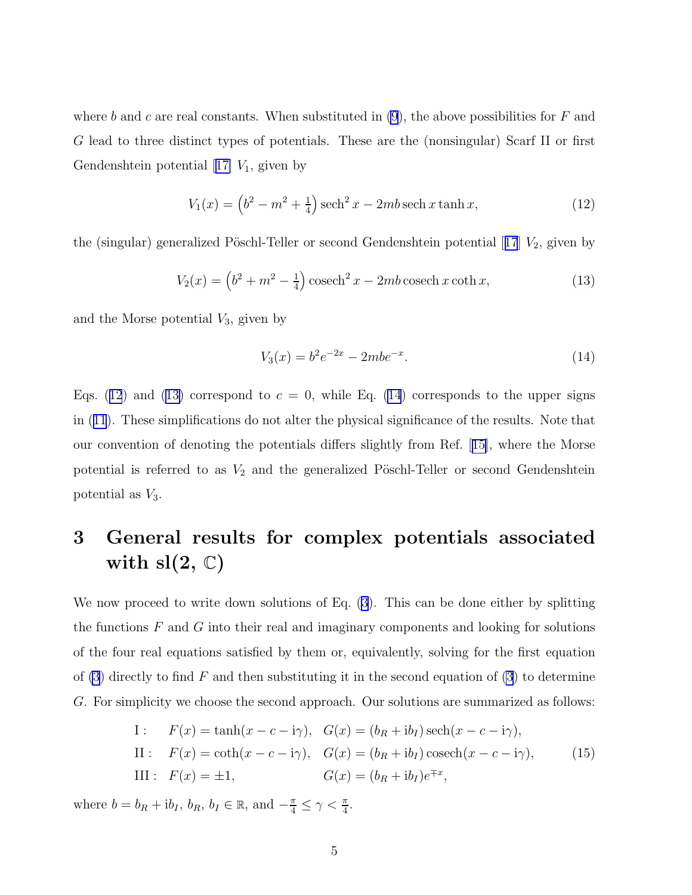where $b$ and $c$ are real constants. When substituted in (9), the above possibilities for $F$ and $G$ lead to three distinct types of potentials. These are the (nonsingular) Scarf II or first Gendenshtein potential [17] $V_1$, given by

$$V_1(x) = \left(b^2 - m^2 + \tfrac{1}{4}\right) \operatorname{sech}^2 x - 2mb \operatorname{sech} x \tanh x, \tag{12}$$

the (singular) generalized Pöschl-Teller or second Gendenshtein potential [17] $V_2$, given by

$$V_2(x) = \left(b^2 + m^2 - \tfrac{1}{4}\right) \operatorname{cosech}^2 x - 2mb \operatorname{cosech} x \coth x, \tag{13}$$

and the Morse potential $V_3$, given by

$$V_3(x) = b^2 e^{-2x} - 2mb e^{-x}. \tag{14}$$

Eqs. (12) and (13) correspond to $c = 0$, while Eq. (14) corresponds to the upper signs in (11). These simplifications do not alter the physical significance of the results. Note that our convention of denoting the potentials differs slightly from Ref. [15], where the Morse potential is referred to as $V_2$ and the generalized Pöschl-Teller or second Gendenshtein potential as $V_3$.

# 3 General results for complex potentials associated with sl(2, $\mathbb{C}$)

We now proceed to write down solutions of Eq. (3). This can be done either by splitting the functions $F$ and $G$ into their real and imaginary components and looking for solutions of the four real equations satisfied by them or, equivalently, solving for the first equation of (3) directly to find $F$ and then substituting it in the second equation of (3) to determine $G$. For simplicity we choose the second approach. Our solutions are summarized as follows:

$$\begin{aligned}
&\text{I}: \quad F(x) = \tanh(x - c - \mathrm{i}\gamma), \quad G(x) = (b_R + \mathrm{i} b_I) \operatorname{sech}(x - c - \mathrm{i}\gamma), \\
&\text{II}: \quad F(x) = \coth(x - c - \mathrm{i}\gamma), \quad G(x) = (b_R + \mathrm{i} b_I) \operatorname{cosech}(x - c - \mathrm{i}\gamma), \\
&\text{III}: \quad F(x) = \pm 1, \qquad\qquad\qquad\; G(x) = (b_R + \mathrm{i} b_I) e^{\mp x},
\end{aligned} \tag{15}$$

where $b = b_R + \mathrm{i} b_I$, $b_R$, $b_I \in \mathbb{R}$, and $-\frac{\pi}{4} \leq \gamma < \frac{\pi}{4}$.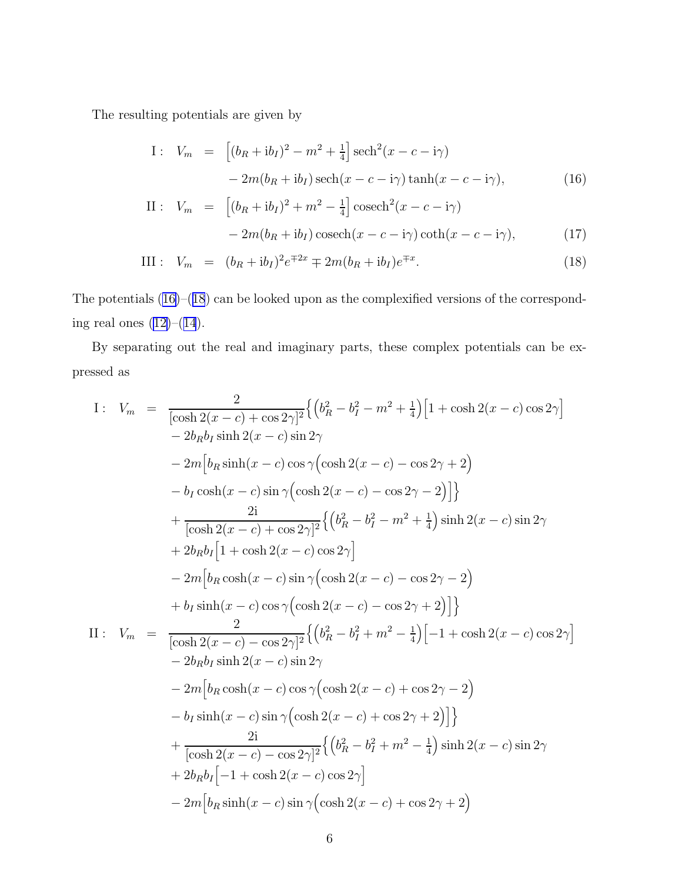The resulting potentials are given by

$$
\begin{aligned}
\mathrm{I}: \quad V_m &= \left[(b_R + \mathrm{i}b_I)^2 - m^2 + \tfrac{1}{4}\right] \mathrm{sech}^2(x - c - \mathrm{i}\gamma) \\
&\quad - 2m(b_R + \mathrm{i}b_I)\, \mathrm{sech}(x - c - \mathrm{i}\gamma) \tanh(x - c - \mathrm{i}\gamma), \qquad (16) \\
\mathrm{II}: \quad V_m &= \left[(b_R + \mathrm{i}b_I)^2 + m^2 - \tfrac{1}{4}\right] \mathrm{cosech}^2(x - c - \mathrm{i}\gamma) \\
&\quad - 2m(b_R + \mathrm{i}b_I)\, \mathrm{cosech}(x - c - \mathrm{i}\gamma) \coth(x - c - \mathrm{i}\gamma), \qquad (17) \\
\mathrm{III}: \quad V_m &= (b_R + \mathrm{i}b_I)^2 e^{\mp 2x} \mp 2m(b_R + \mathrm{i}b_I) e^{\mp x}. \qquad (18)
\end{aligned}
$$

The potentials (16)–(18) can be looked upon as the complexified versions of the corresponding real ones (12)–(14).

By separating out the real and imaginary parts, these complex potentials can be expressed as

$$
\begin{aligned}
\mathrm{I}: \quad V_m &= \frac{2}{[\cosh 2(x-c) + \cos 2\gamma]^2} \Big\{ \Big(b_R^2 - b_I^2 - m^2 + \tfrac{1}{4}\Big) \Big[1 + \cosh 2(x-c) \cos 2\gamma\Big] \\
&\quad - 2b_R b_I \sinh 2(x-c) \sin 2\gamma \\
&\quad - 2m\Big[b_R \sinh(x-c) \cos\gamma \Big(\cosh 2(x-c) - \cos 2\gamma + 2\Big) \\
&\quad - b_I \cosh(x-c) \sin\gamma \Big(\cosh 2(x-c) - \cos 2\gamma - 2\Big)\Big]\Big\} \\
&\quad + \frac{2\mathrm{i}}{[\cosh 2(x-c) + \cos 2\gamma]^2} \Big\{ \Big(b_R^2 - b_I^2 - m^2 + \tfrac{1}{4}\Big) \sinh 2(x-c) \sin 2\gamma \\
&\quad + 2b_R b_I \Big[1 + \cosh 2(x-c) \cos 2\gamma\Big] \\
&\quad - 2m\Big[b_R \cosh(x-c) \sin\gamma \Big(\cosh 2(x-c) - \cos 2\gamma - 2\Big) \\
&\quad + b_I \sinh(x-c) \cos\gamma \Big(\cosh 2(x-c) - \cos 2\gamma + 2\Big)\Big]\Big\} \\
\mathrm{II}: \quad V_m &= \frac{2}{[\cosh 2(x-c) - \cos 2\gamma]^2} \Big\{ \Big(b_R^2 - b_I^2 + m^2 - \tfrac{1}{4}\Big) \Big[-1 + \cosh 2(x-c) \cos 2\gamma\Big] \\
&\quad - 2b_R b_I \sinh 2(x-c) \sin 2\gamma \\
&\quad - 2m\Big[b_R \cosh(x-c) \cos\gamma \Big(\cosh 2(x-c) + \cos 2\gamma - 2\Big) \\
&\quad - b_I \sinh(x-c) \sin\gamma \Big(\cosh 2(x-c) + \cos 2\gamma + 2\Big)\Big]\Big\} \\
&\quad + \frac{2\mathrm{i}}{[\cosh 2(x-c) - \cos 2\gamma]^2} \Big\{ \Big(b_R^2 - b_I^2 + m^2 - \tfrac{1}{4}\Big) \sinh 2(x-c) \sin 2\gamma \\
&\quad + 2b_R b_I \Big[-1 + \cosh 2(x-c) \cos 2\gamma\Big] \\
&\quad - 2m\Big[b_R \sinh(x-c) \sin\gamma \Big(\cosh 2(x-c) + \cos 2\gamma + 2\Big)
\end{aligned}
$$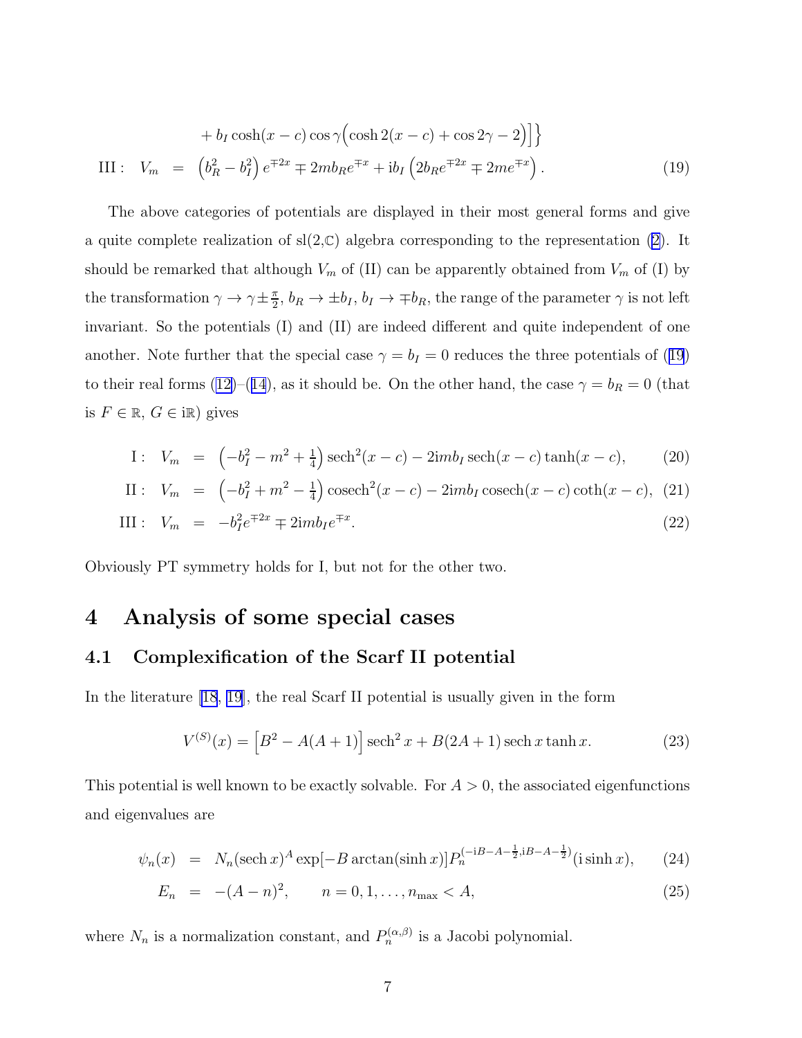$$+ b_I \cosh(x-c)\cos\gamma\Big(\cosh 2(x-c) + \cos 2\gamma - 2\Big)\Big]\Big\}$$

$$\text{III}: \quad V_m = \left(b_R^2 - b_I^2\right) e^{\mp 2x} \mp 2mb_R e^{\mp x} + \mathrm{i}b_I \left(2b_R e^{\mp 2x} \mp 2me^{\mp x}\right). \tag{19}$$

The above categories of potentials are displayed in their most general forms and give a quite complete realization of sl(2,$\mathbb{C}$) algebra corresponding to the representation (2). It should be remarked that although $V_m$ of (II) can be apparently obtained from $V_m$ of (I) by the transformation $\gamma \to \gamma \pm \frac{\pi}{2}$, $b_R \to \pm b_I$, $b_I \to \mp b_R$, the range of the parameter $\gamma$ is not left invariant. So the potentials (I) and (II) are indeed different and quite independent of one another. Note further that the special case $\gamma = b_I = 0$ reduces the three potentials of (19) to their real forms (12)–(14), as it should be. On the other hand, the case $\gamma = b_R = 0$ (that is $F \in \mathbb{R}$, $G \in \mathrm{i}\mathbb{R}$) gives

$$\text{I}: \quad V_m = \left(-b_I^2 - m^2 + \tfrac{1}{4}\right) \operatorname{sech}^2(x-c) - 2\mathrm{i}mb_I \operatorname{sech}(x-c)\tanh(x-c), \tag{20}$$

$$\text{II}: \quad V_m = \left(-b_I^2 + m^2 - \tfrac{1}{4}\right) \operatorname{cosech}^2(x-c) - 2\mathrm{i}mb_I \operatorname{cosech}(x-c)\coth(x-c), \tag{21}$$

$$\text{III}: \quad V_m = -b_I^2 e^{\mp 2x} \mp 2\mathrm{i}mb_I e^{\mp x}. \tag{22}$$

Obviously PT symmetry holds for I, but not for the other two.

# 4 Analysis of some special cases

## 4.1 Complexification of the Scarf II potential

In the literature [18, 19], the real Scarf II potential is usually given in the form

$$V^{(S)}(x) = \Big[B^2 - A(A+1)\Big] \operatorname{sech}^2 x + B(2A+1)\operatorname{sech} x \tanh x. \tag{23}$$

This potential is well known to be exactly solvable. For $A > 0$, the associated eigenfunctions and eigenvalues are

$$\psi_n(x) = N_n (\operatorname{sech} x)^A \exp[-B \arctan(\sinh x)] P_n^{(-\mathrm{i}B - A - \frac{1}{2}, \mathrm{i}B - A - \frac{1}{2})}(\mathrm{i}\sinh x), \tag{24}$$

$$E_n = -(A-n)^2, \qquad n = 0, 1, \ldots, n_{\max} < A, \tag{25}$$

where $N_n$ is a normalization constant, and $P_n^{(\alpha,\beta)}$ is a Jacobi polynomial.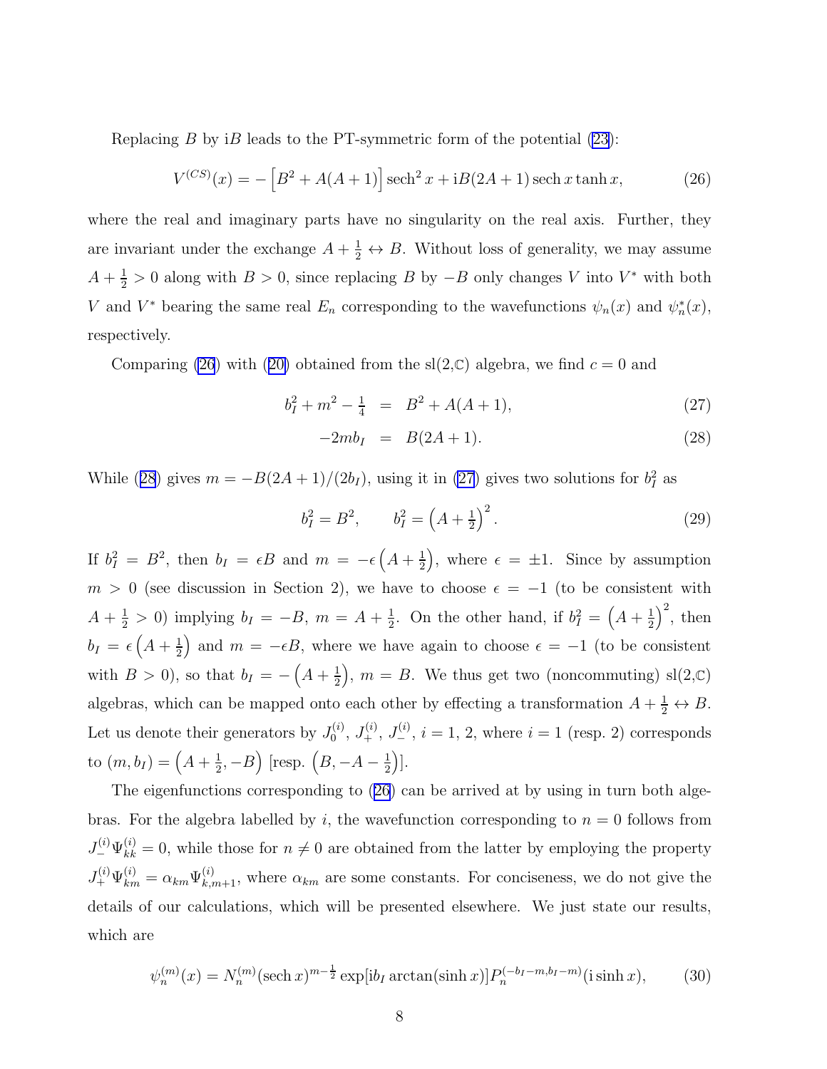Replacing $B$ by i$B$ leads to the PT-symmetric form of the potential (23):

$$V^{(CS)}(x) = -\left[B^2 + A(A+1)\right] \operatorname{sech}^2 x + \mathrm{i}B(2A+1) \operatorname{sech} x \tanh x, \tag{26}$$

where the real and imaginary parts have no singularity on the real axis. Further, they are invariant under the exchange $A + \frac{1}{2} \leftrightarrow B$. Without loss of generality, we may assume $A + \frac{1}{2} > 0$ along with $B > 0$, since replacing $B$ by $-B$ only changes $V$ into $V^*$ with both $V$ and $V^*$ bearing the same real $E_n$ corresponding to the wavefunctions $\psi_n(x)$ and $\psi_n^*(x)$, respectively.

Comparing (26) with (20) obtained from the sl(2,$\mathbb{C}$) algebra, we find $c = 0$ and

$$b_I^2 + m^2 - \tfrac{1}{4} = B^2 + A(A+1), \tag{27}$$

$$-2mb_I = B(2A+1). \tag{28}$$

While (28) gives $m = -B(2A+1)/(2b_I)$, using it in (27) gives two solutions for $b_I^2$ as

$$b_I^2 = B^2, \qquad b_I^2 = \left(A + \tfrac{1}{2}\right)^2. \tag{29}$$

If $b_I^2 = B^2$, then $b_I = \epsilon B$ and $m = -\epsilon\left(A + \frac{1}{2}\right)$, where $\epsilon = \pm 1$. Since by assumption $m > 0$ (see discussion in Section 2), we have to choose $\epsilon = -1$ (to be consistent with $A + \frac{1}{2} > 0$) implying $b_I = -B$, $m = A + \frac{1}{2}$. On the other hand, if $b_I^2 = \left(A + \frac{1}{2}\right)^2$, then $b_I = \epsilon\left(A + \frac{1}{2}\right)$ and $m = -\epsilon B$, where we have again to choose $\epsilon = -1$ (to be consistent with $B > 0$), so that $b_I = -\left(A + \frac{1}{2}\right)$, $m = B$. We thus get two (noncommuting) sl(2,$\mathbb{C}$) algebras, which can be mapped onto each other by effecting a transformation $A + \frac{1}{2} \leftrightarrow B$. Let us denote their generators by $J_0^{(i)}$, $J_+^{(i)}$, $J_-^{(i)}$, $i = 1, 2$, where $i = 1$ (resp. 2) corresponds to $(m, b_I) = \left(A + \frac{1}{2}, -B\right)$ [resp. $\left(B, -A - \frac{1}{2}\right)$].

The eigenfunctions corresponding to (26) can be arrived at by using in turn both algebras. For the algebra labelled by $i$, the wavefunction corresponding to $n = 0$ follows from $J_-^{(i)} \Psi_{kk}^{(i)} = 0$, while those for $n \neq 0$ are obtained from the latter by employing the property $J_+^{(i)} \Psi_{km}^{(i)} = \alpha_{km} \Psi_{k,m+1}^{(i)}$, where $\alpha_{km}$ are some constants. For conciseness, we do not give the details of our calculations, which will be presented elsewhere. We just state our results, which are

$$\psi_n^{(m)}(x) = N_n^{(m)} (\operatorname{sech} x)^{m - \frac{1}{2}} \exp[\mathrm{i}b_I \arctan(\sinh x)] P_n^{(-b_I - m, b_I - m)}(\mathrm{i} \sinh x), \tag{30}$$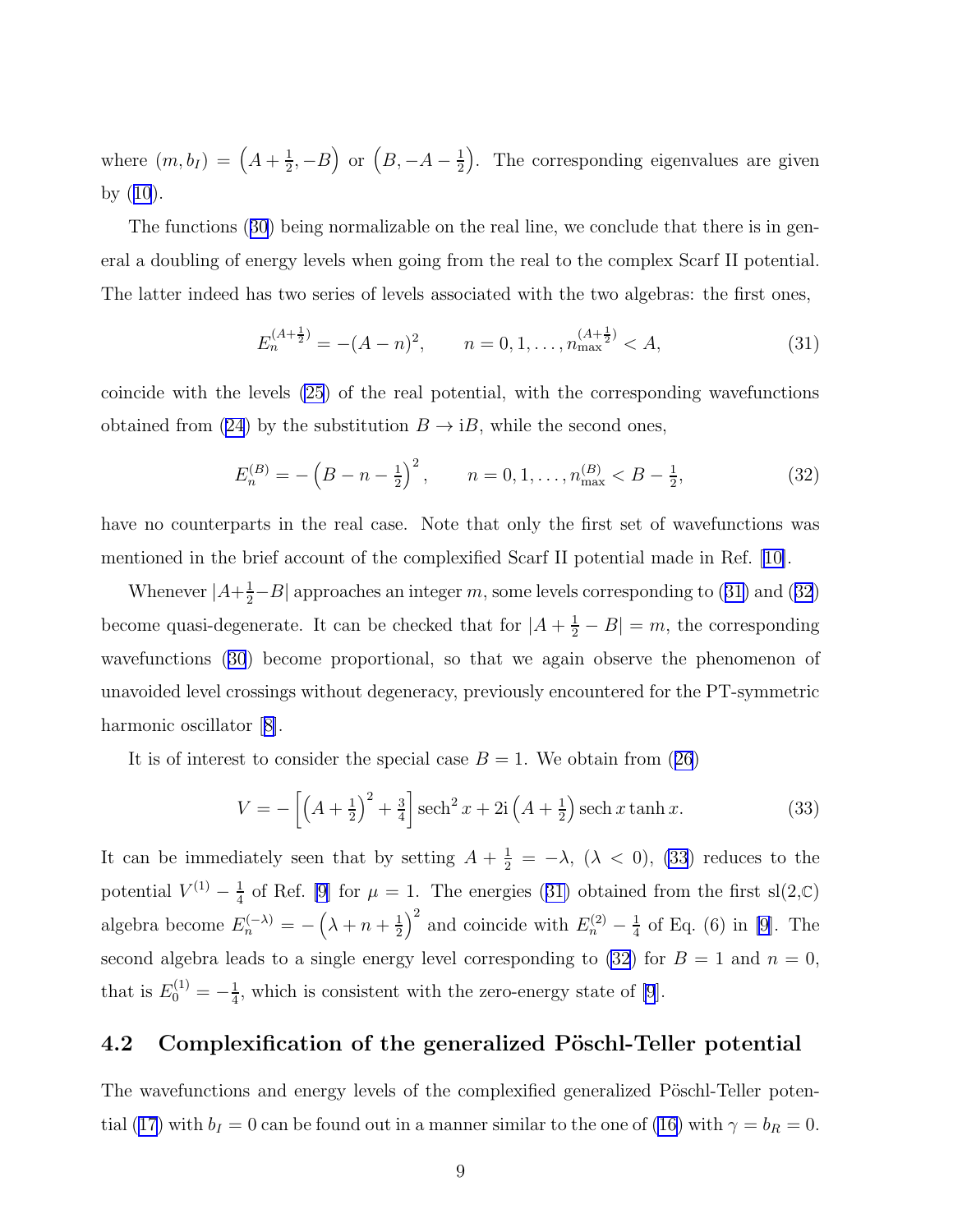where $(m, b_I) = \left(A + \frac{1}{2}, -B\right)$ or $\left(B, -A - \frac{1}{2}\right)$. The corresponding eigenvalues are given by (10).

The functions (30) being normalizable on the real line, we conclude that there is in general a doubling of energy levels when going from the real to the complex Scarf II potential. The latter indeed has two series of levels associated with the two algebras: the first ones,

$$E_n^{(A+\frac{1}{2})} = -(A-n)^2, \qquad n = 0, 1, \ldots, n_{\max}^{(A+\frac{1}{2})} < A, \tag{31}$$

coincide with the levels (25) of the real potential, with the corresponding wavefunctions obtained from (24) by the substitution $B \to \mathrm{i}B$, while the second ones,

$$E_n^{(B)} = -\left(B - n - \tfrac{1}{2}\right)^2, \qquad n = 0, 1, \ldots, n_{\max}^{(B)} < B - \tfrac{1}{2}, \tag{32}$$

have no counterparts in the real case. Note that only the first set of wavefunctions was mentioned in the brief account of the complexified Scarf II potential made in Ref. [10].

Whenever $|A + \frac{1}{2} - B|$ approaches an integer $m$, some levels corresponding to (31) and (32) become quasi-degenerate. It can be checked that for $|A + \frac{1}{2} - B| = m$, the corresponding wavefunctions (30) become proportional, so that we again observe the phenomenon of unavoided level crossings without degeneracy, previously encountered for the PT-symmetric harmonic oscillator [8].

It is of interest to consider the special case $B = 1$. We obtain from (26)

$$V = -\left[\left(A + \tfrac{1}{2}\right)^2 + \tfrac{3}{4}\right] \operatorname{sech}^2 x + 2\mathrm{i}\left(A + \tfrac{1}{2}\right) \operatorname{sech} x \tanh x. \tag{33}$$

It can be immediately seen that by setting $A + \frac{1}{2} = -\lambda$, $(\lambda < 0)$, (33) reduces to the potential $V^{(1)} - \frac{1}{4}$ of Ref. [9] for $\mu = 1$. The energies (31) obtained from the first sl(2,$\mathbb{C}$) algebra become $E_n^{(-\lambda)} = -\left(\lambda + n + \frac{1}{2}\right)^2$ and coincide with $E_n^{(2)} - \frac{1}{4}$ of Eq. (6) in [9]. The second algebra leads to a single energy level corresponding to (32) for $B = 1$ and $n = 0$, that is $E_0^{(1)} = -\frac{1}{4}$, which is consistent with the zero-energy state of [9].

### 4.2 Complexification of the generalized Pöschl-Teller potential

The wavefunctions and energy levels of the complexified generalized Pöschl-Teller potential (17) with $b_I = 0$ can be found out in a manner similar to the one of (16) with $\gamma = b_R = 0$.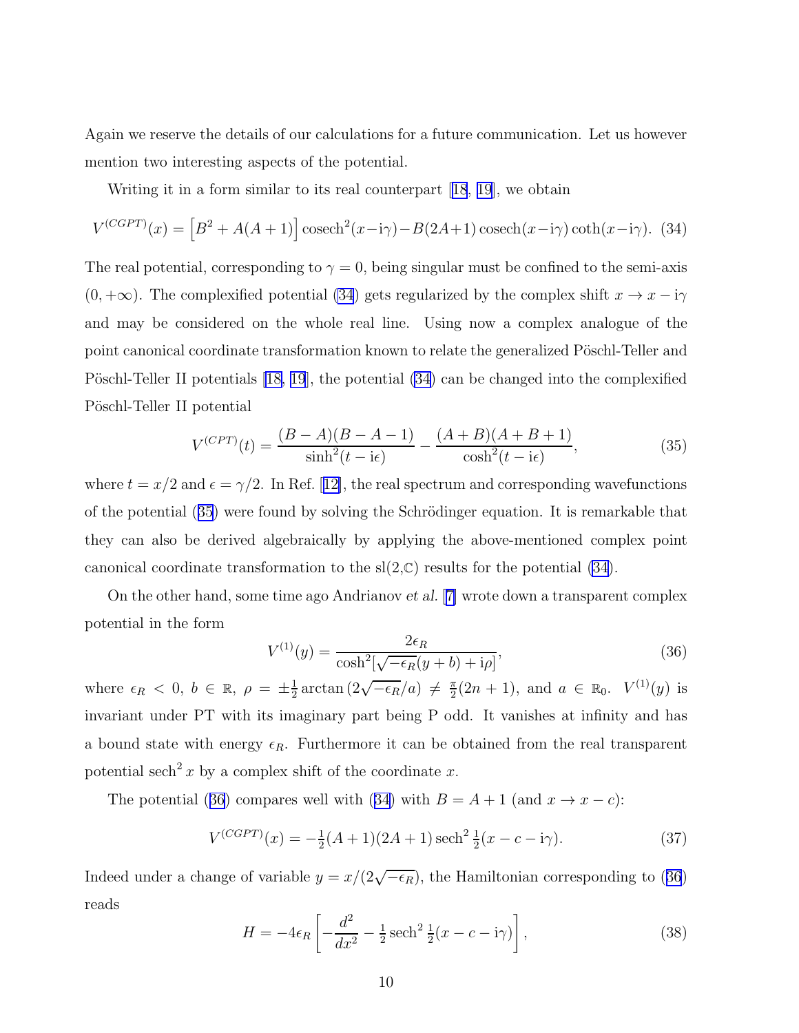Again we reserve the details of our calculations for a future communication. Let us however mention two interesting aspects of the potential.

Writing it in a form similar to its real counterpart [18, 19], we obtain

$$V^{(CGPT)}(x) = \left[B^2 + A(A+1)\right] \operatorname{cosech}^2(x - \mathrm{i}\gamma) - B(2A+1) \operatorname{cosech}(x - \mathrm{i}\gamma) \coth(x - \mathrm{i}\gamma). \quad (34)$$

The real potential, corresponding to $\gamma = 0$, being singular must be confined to the semi-axis $(0, +\infty)$. The complexified potential (34) gets regularized by the complex shift $x \to x - \mathrm{i}\gamma$ and may be considered on the whole real line. Using now a complex analogue of the point canonical coordinate transformation known to relate the generalized Pöschl-Teller and Pöschl-Teller II potentials [18, 19], the potential (34) can be changed into the complexified Pöschl-Teller II potential

$$V^{(CPT)}(t) = \frac{(B-A)(B-A-1)}{\sinh^2(t - \mathrm{i}\epsilon)} - \frac{(A+B)(A+B+1)}{\cosh^2(t - \mathrm{i}\epsilon)}, \quad (35)$$

where $t = x/2$ and $\epsilon = \gamma/2$. In Ref. [12], the real spectrum and corresponding wavefunctions of the potential (35) were found by solving the Schrödinger equation. It is remarkable that they can also be derived algebraically by applying the above-mentioned complex point canonical coordinate transformation to the sl(2,$\mathbb{C}$) results for the potential (34).

On the other hand, some time ago Andrianov *et al.* [7] wrote down a transparent complex potential in the form

$$V^{(1)}(y) = \frac{2\epsilon_R}{\cosh^2[\sqrt{-\epsilon_R}(y+b) + \mathrm{i}\rho]}, \quad (36)$$

where $\epsilon_R < 0$, $b \in \mathbb{R}$, $\rho = \pm\frac{1}{2}\arctan\left(2\sqrt{-\epsilon_R}/a\right) \neq \frac{\pi}{2}(2n+1)$, and $a \in \mathbb{R}_0$. $V^{(1)}(y)$ is invariant under PT with its imaginary part being P odd. It vanishes at infinity and has a bound state with energy $\epsilon_R$. Furthermore it can be obtained from the real transparent potential $\operatorname{sech}^2 x$ by a complex shift of the coordinate $x$.

The potential (36) compares well with (34) with $B = A + 1$ (and $x \to x - c$):

$$V^{(CGPT)}(x) = -\tfrac{1}{2}(A+1)(2A+1) \operatorname{sech}^2 \tfrac{1}{2}(x - c - \mathrm{i}\gamma). \quad (37)$$

Indeed under a change of variable $y = x/(2\sqrt{-\epsilon_R})$, the Hamiltonian corresponding to (36) reads

$$H = -4\epsilon_R \left[-\frac{d^2}{dx^2} - \tfrac{1}{2}\operatorname{sech}^2 \tfrac{1}{2}(x - c - \mathrm{i}\gamma)\right], \quad (38)$$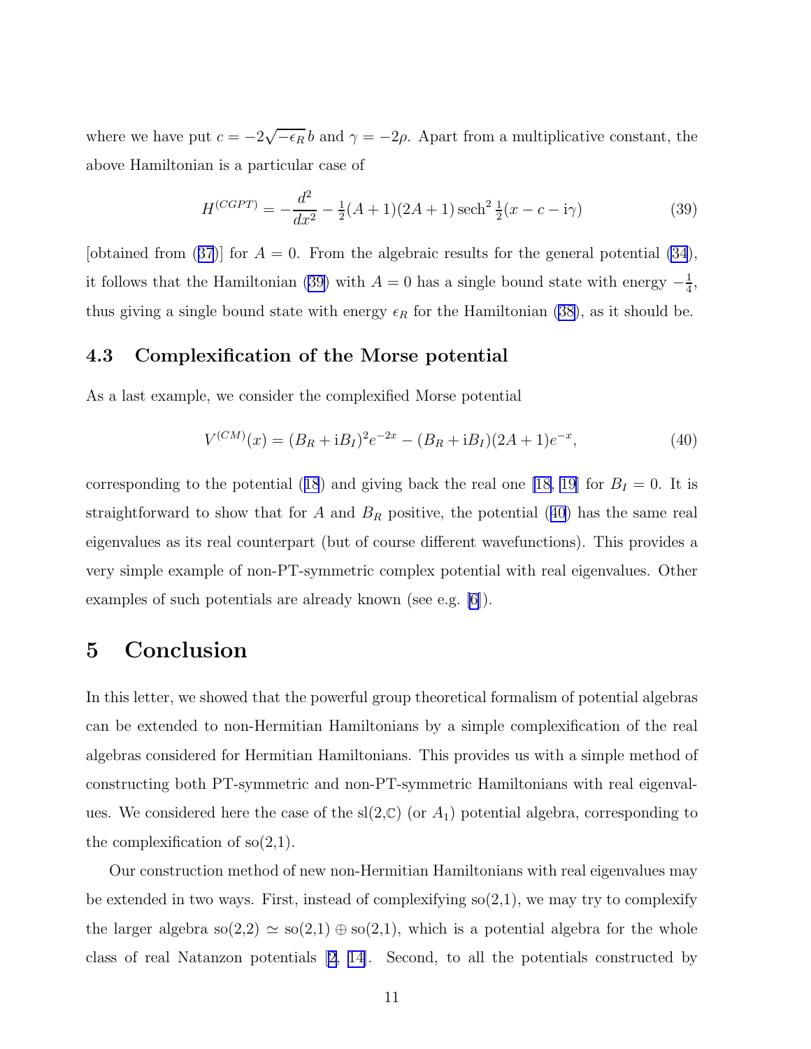where we have put $c = -2\sqrt{-\epsilon_R}\, b$ and $\gamma = -2\rho$. Apart from a multiplicative constant, the above Hamiltonian is a particular case of

$$H^{(CGPT)} = -\frac{d^2}{dx^2} - \tfrac{1}{2}(A+1)(2A+1)\,\mathrm{sech}^2\,\tfrac{1}{2}(x - c - \mathrm{i}\gamma) \tag{39}$$

[obtained from (37)] for $A = 0$. From the algebraic results for the general potential (34), it follows that the Hamiltonian (39) with $A = 0$ has a single bound state with energy $-\frac{1}{4}$, thus giving a single bound state with energy $\epsilon_R$ for the Hamiltonian (38), as it should be.

### 4.3 Complexification of the Morse potential

As a last example, we consider the complexified Morse potential

$$V^{(CM)}(x) = (B_R + \mathrm{i}B_I)^2 e^{-2x} - (B_R + \mathrm{i}B_I)(2A+1)e^{-x}, \tag{40}$$

corresponding to the potential (18) and giving back the real one [18, 19] for $B_I = 0$. It is straightforward to show that for $A$ and $B_R$ positive, the potential (40) has the same real eigenvalues as its real counterpart (but of course different wavefunctions). This provides a very simple example of non-PT-symmetric complex potential with real eigenvalues. Other examples of such potentials are already known (see e.g. [6]).

## 5 Conclusion

In this letter, we showed that the powerful group theoretical formalism of potential algebras can be extended to non-Hermitian Hamiltonians by a simple complexification of the real algebras considered for Hermitian Hamiltonians. This provides us with a simple method of constructing both PT-symmetric and non-PT-symmetric Hamiltonians with real eigenvalues. We considered here the case of the sl(2,$\mathbb{C}$) (or $A_1$) potential algebra, corresponding to the complexification of so(2,1).

Our construction method of new non-Hermitian Hamiltonians with real eigenvalues may be extended in two ways. First, instead of complexifying so(2,1), we may try to complexify the larger algebra so(2,2) $\simeq$ so(2,1) $\oplus$ so(2,1), which is a potential algebra for the whole class of real Natanzon potentials [2, 14]. Second, to all the potentials constructed by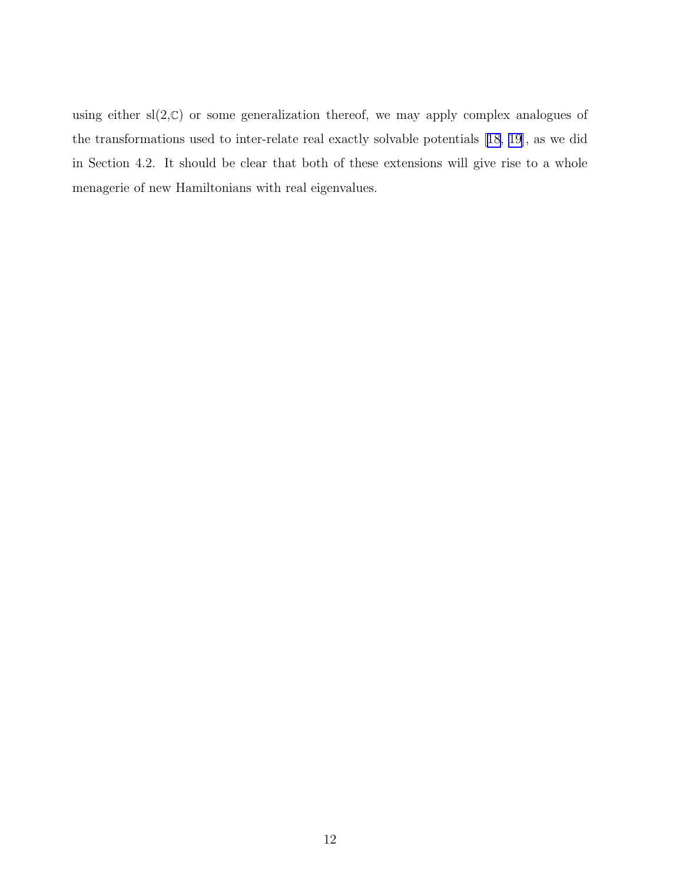using either sl(2,$\mathbb{C}$) or some generalization thereof, we may apply complex analogues of the transformations used to inter-relate real exactly solvable potentials [18, 19], as we did in Section 4.2. It should be clear that both of these extensions will give rise to a whole menagerie of new Hamiltonians with real eigenvalues.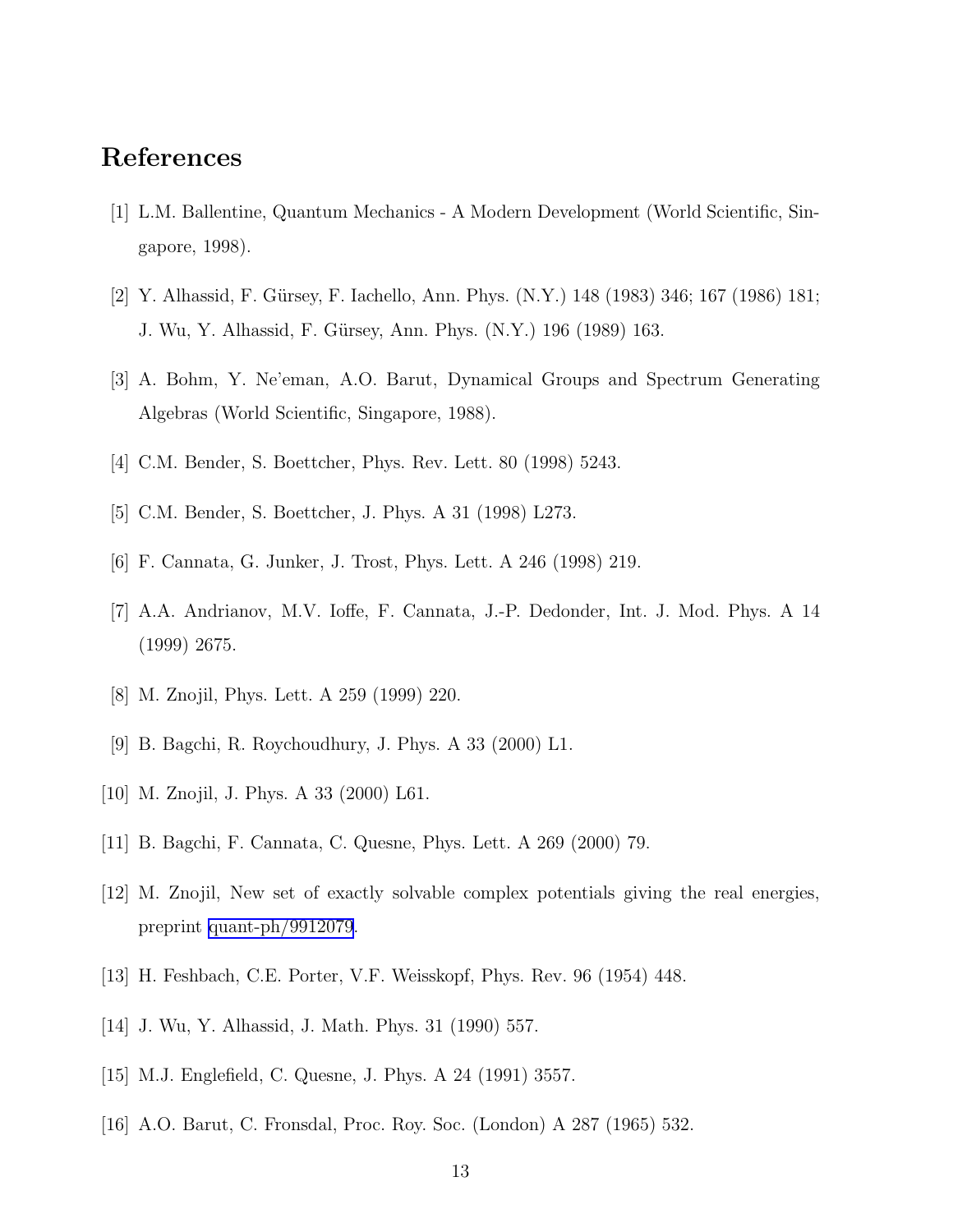# References

[1] L.M. Ballentine, Quantum Mechanics - A Modern Development (World Scientific, Singapore, 1998).

[2] Y. Alhassid, F. Gürsey, F. Iachello, Ann. Phys. (N.Y.) 148 (1983) 346; 167 (1986) 181; J. Wu, Y. Alhassid, F. Gürsey, Ann. Phys. (N.Y.) 196 (1989) 163.

[3] A. Bohm, Y. Ne'eman, A.O. Barut, Dynamical Groups and Spectrum Generating Algebras (World Scientific, Singapore, 1988).

[4] C.M. Bender, S. Boettcher, Phys. Rev. Lett. 80 (1998) 5243.

[5] C.M. Bender, S. Boettcher, J. Phys. A 31 (1998) L273.

[6] F. Cannata, G. Junker, J. Trost, Phys. Lett. A 246 (1998) 219.

[7] A.A. Andrianov, M.V. Ioffe, F. Cannata, J.-P. Dedonder, Int. J. Mod. Phys. A 14 (1999) 2675.

[8] M. Znojil, Phys. Lett. A 259 (1999) 220.

[9] B. Bagchi, R. Roychoudhury, J. Phys. A 33 (2000) L1.

[10] M. Znojil, J. Phys. A 33 (2000) L61.

[11] B. Bagchi, F. Cannata, C. Quesne, Phys. Lett. A 269 (2000) 79.

[12] M. Znojil, New set of exactly solvable complex potentials giving the real energies, preprint quant-ph/9912079.

[13] H. Feshbach, C.E. Porter, V.F. Weisskopf, Phys. Rev. 96 (1954) 448.

[14] J. Wu, Y. Alhassid, J. Math. Phys. 31 (1990) 557.

[15] M.J. Englefield, C. Quesne, J. Phys. A 24 (1991) 3557.

[16] A.O. Barut, C. Fronsdal, Proc. Roy. Soc. (London) A 287 (1965) 532.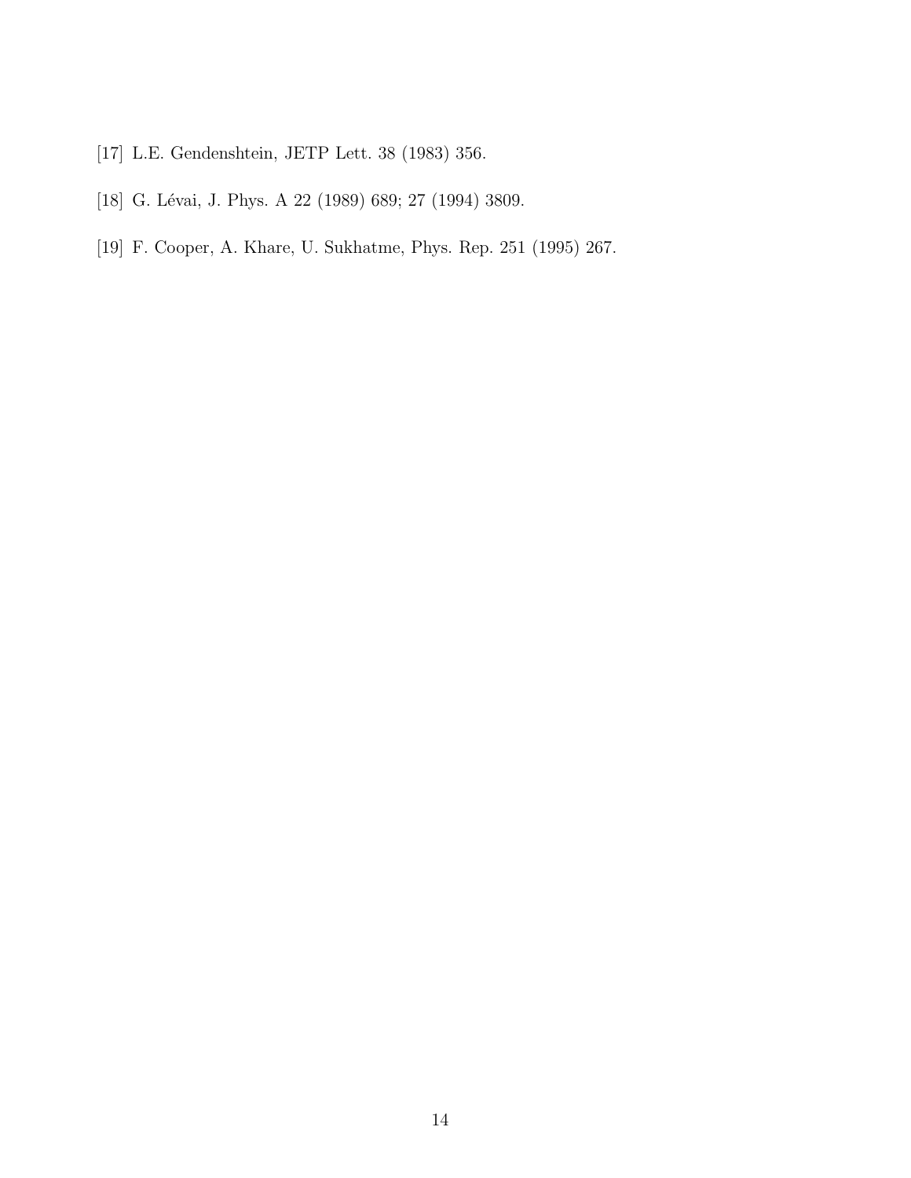[17] L.E. Gendenshtein, JETP Lett. 38 (1983) 356.

[18] G. Lévai, J. Phys. A 22 (1989) 689; 27 (1994) 3809.

[19] F. Cooper, A. Khare, U. Sukhatme, Phys. Rep. 251 (1995) 267.